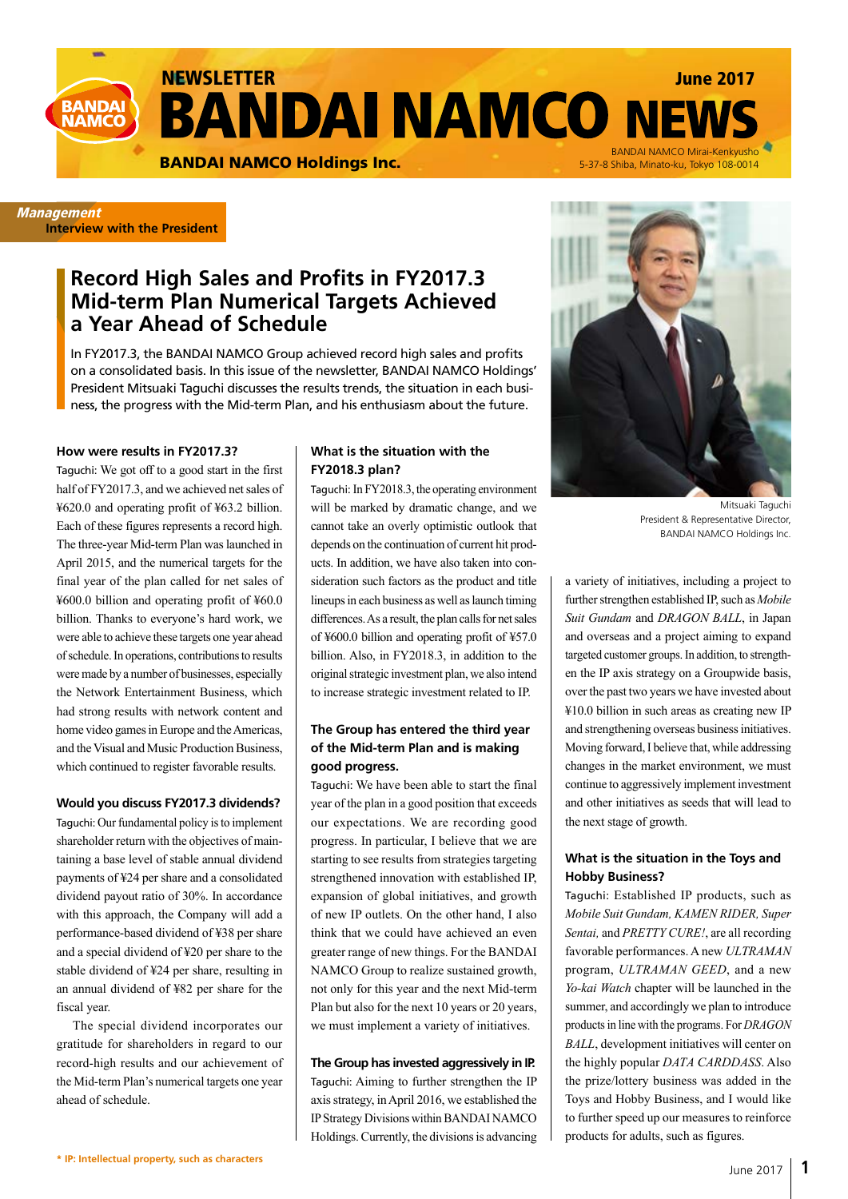# NEWSLETTER BANDAI NAMCO NEWS

June 2017

BANDAI NAMCO Holdings Inc.

BANDAI NAMCO Mirai-Kenkyusho
5-37-8 Shiba, Minato-ku, Tokyo 108-0014

*Management*
**Interview with the President**

## Record High Sales and Profits in FY2017.3 Mid-term Plan Numerical Targets Achieved a Year Ahead of Schedule

In FY2017.3, the BANDAI NAMCO Group achieved record high sales and profits on a consolidated basis. In this issue of the newsletter, BANDAI NAMCO Holdings' President Mitsuaki Taguchi discusses the results trends, the situation in each business, the progress with the Mid-term Plan, and his enthusiasm about the future.

Mitsuaki Taguchi
President & Representative Director,
BANDAI NAMCO Holdings Inc.

### How were results in FY2017.3?

Taguchi: We got off to a good start in the first half of FY2017.3, and we achieved net sales of ¥620.0 and operating profit of ¥63.2 billion. Each of these figures represents a record high. The three-year Mid-term Plan was launched in April 2015, and the numerical targets for the final year of the plan called for net sales of ¥600.0 billion and operating profit of ¥60.0 billion. Thanks to everyone's hard work, we were able to achieve these targets one year ahead of schedule. In operations, contributions to results were made by a number of businesses, especially the Network Entertainment Business, which had strong results with network content and home video games in Europe and the Americas, and the Visual and Music Production Business, which continued to register favorable results.

### Would you discuss FY2017.3 dividends?

Taguchi: Our fundamental policy is to implement shareholder return with the objectives of maintaining a base level of stable annual dividend payments of ¥24 per share and a consolidated dividend payout ratio of 30%. In accordance with this approach, the Company will add a performance-based dividend of ¥38 per share and a special dividend of ¥20 per share to the stable dividend of ¥24 per share, resulting in an annual dividend of ¥82 per share for the fiscal year.

The special dividend incorporates our gratitude for shareholders in regard to our record-high results and our achievement of the Mid-term Plan's numerical targets one year ahead of schedule.

### What is the situation with the FY2018.3 plan?

Taguchi: In FY2018.3, the operating environment will be marked by dramatic change, and we cannot take an overly optimistic outlook that depends on the continuation of current hit products. In addition, we have also taken into consideration such factors as the product and title lineups in each business as well as launch timing differences. As a result, the plan calls for net sales of ¥600.0 billion and operating profit of ¥57.0 billion. Also, in FY2018.3, in addition to the original strategic investment plan, we also intend to increase strategic investment related to IP.

### The Group has entered the third year of the Mid-term Plan and is making good progress.

Taguchi: We have been able to start the final year of the plan in a good position that exceeds our expectations. We are recording good progress. In particular, I believe that we are starting to see results from strategies targeting strengthened innovation with established IP, expansion of global initiatives, and growth of new IP outlets. On the other hand, I also think that we could have achieved an even greater range of new things. For the BANDAI NAMCO Group to realize sustained growth, not only for this year and the next Mid-term Plan but also for the next 10 years or 20 years, we must implement a variety of initiatives.

### The Group has invested aggressively in IP.

Taguchi: Aiming to further strengthen the IP axis strategy, in April 2016, we established the IP Strategy Divisions within BANDAI NAMCO Holdings. Currently, the divisions is advancing a variety of initiatives, including a project to further strengthen established IP, such as *Mobile Suit Gundam* and *DRAGON BALL*, in Japan and overseas and a project aiming to expand targeted customer groups. In addition, to strengthen the IP axis strategy on a Groupwide basis, over the past two years we have invested about ¥10.0 billion in such areas as creating new IP and strengthening overseas business initiatives. Moving forward, I believe that, while addressing changes in the market environment, we must continue to aggressively implement investment and other initiatives as seeds that will lead to the next stage of growth.

### What is the situation in the Toys and Hobby Business?

Taguchi: Established IP products, such as *Mobile Suit Gundam, KAMEN RIDER, Super Sentai,* and *PRETTY CURE!*, are all recording favorable performances. A new *ULTRAMAN* program, *ULTRAMAN GEED*, and a new *Yo-kai Watch* chapter will be launched in the summer, and accordingly we plan to introduce products in line with the programs. For *DRAGON BALL*, development initiatives will center on the highly popular *DATA CARDDASS*. Also the prize/lottery business was added in the Toys and Hobby Business, and I would like to further speed up our measures to reinforce products for adults, such as figures.

\* IP: Intellectual property, such as characters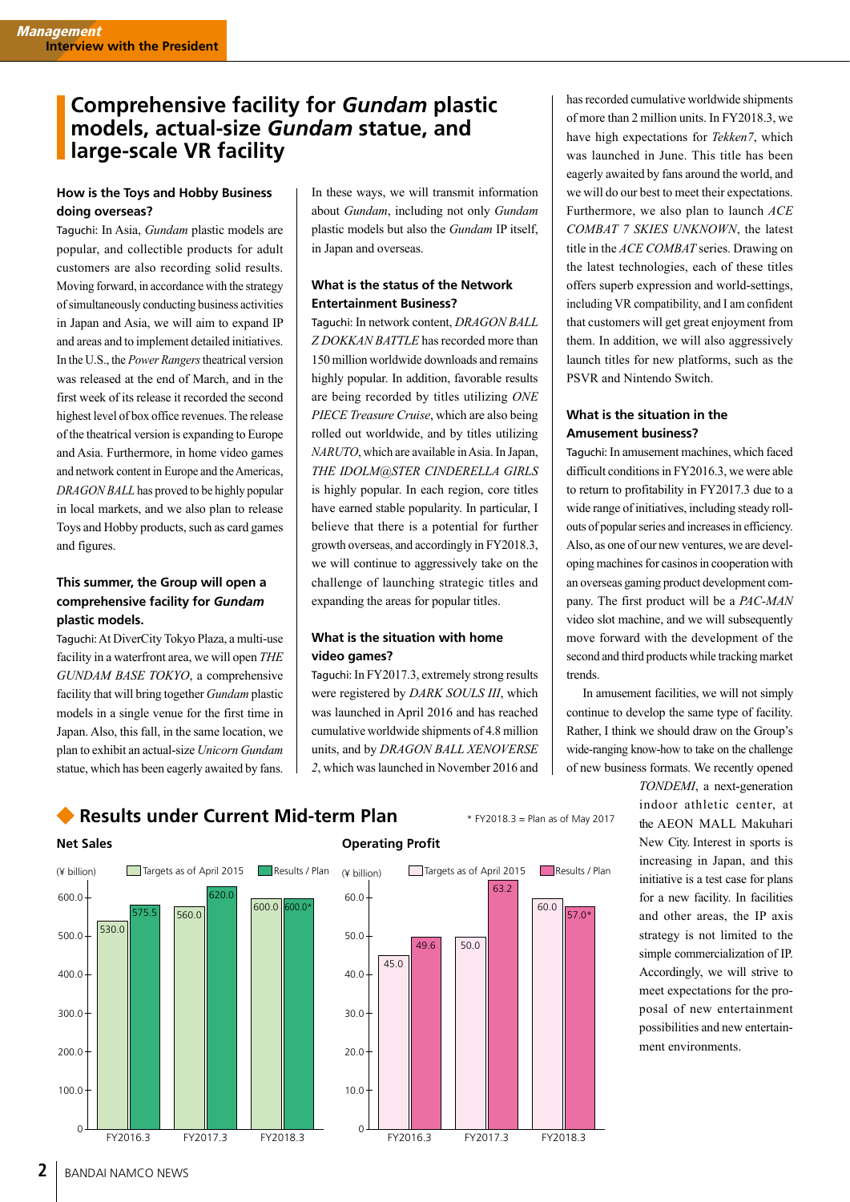## Comprehensive facility for *Gundam* plastic models, actual-size *Gundam* statue, and large-scale VR facility

**How is the Toys and Hobby Business doing overseas?**

Taguchi: In Asia, *Gundam* plastic models are popular, and collectible products for adult customers are also recording solid results. Moving forward, in accordance with the strategy of simultaneously conducting business activities in Japan and Asia, we will aim to expand IP and areas and to implement detailed initiatives. In the U.S., the *Power Rangers* theatrical version was released at the end of March, and in the first week of its release it recorded the second highest level of box office revenues. The release of the theatrical version is expanding to Europe and Asia. Furthermore, in home video games and network content in Europe and the Americas, *DRAGON BALL* has proved to be highly popular in local markets, and we also plan to release Toys and Hobby products, such as card games and figures.

**This summer, the Group will open a comprehensive facility for *Gundam* plastic models.**

Taguchi: At DiverCity Tokyo Plaza, a multi-use facility in a waterfront area, we will open *THE GUNDAM BASE TOKYO*, a comprehensive facility that will bring together *Gundam* plastic models in a single venue for the first time in Japan. Also, this fall, in the same location, we plan to exhibit an actual-size *Unicorn Gundam* statue, which has been eagerly awaited by fans.

In these ways, we will transmit information about *Gundam*, including not only *Gundam* plastic models but also the *Gundam* IP itself, in Japan and overseas.

**What is the status of the Network Entertainment Business?**

Taguchi: In network content, *DRAGON BALL Z DOKKAN BATTLE* has recorded more than 150 million worldwide downloads and remains highly popular. In addition, favorable results are being recorded by titles utilizing *ONE PIECE Treasure Cruise*, which are also being rolled out worldwide, and by titles utilizing *NARUTO*, which are available in Asia. In Japan, *THE IDOLM@STER CINDERELLA GIRLS* is highly popular. In each region, core titles have earned stable popularity. In particular, I believe that there is a potential for further growth overseas, and accordingly in FY2018.3, we will continue to aggressively take on the challenge of launching strategic titles and expanding the areas for popular titles.

**What is the situation with home video games?**

Taguchi: In FY2017.3, extremely strong results were registered by *DARK SOULS III*, which was launched in April 2016 and has reached cumulative worldwide shipments of 4.8 million units, and by *DRAGON BALL XENOVERSE 2*, which was launched in November 2016 and has recorded cumulative worldwide shipments of more than 2 million units. In FY2018.3, we have high expectations for *Tekken7*, which was launched in June. This title has been eagerly awaited by fans around the world, and we will do our best to meet their expectations. Furthermore, we also plan to launch *ACE COMBAT 7 SKIES UNKNOWN*, the latest title in the *ACE COMBAT* series. Drawing on the latest technologies, each of these titles offers superb expression and world-settings, including VR compatibility, and I am confident that customers will get great enjoyment from them. In addition, we will also aggressively launch titles for new platforms, such as the PSVR and Nintendo Switch.

**What is the situation in the Amusement business?**

Taguchi: In amusement machines, which faced difficult conditions in FY2016.3, we were able to return to profitability in FY2017.3 due to a wide range of initiatives, including steady roll-outs of popular series and increases in efficiency. Also, as one of our new ventures, we are developing machines for casinos in cooperation with an overseas gaming product development company. The first product will be a *PAC-MAN* video slot machine, and we will subsequently move forward with the development of the second and third products while tracking market trends.

In amusement facilities, we will not simply continue to develop the same type of facility. Rather, I think we should draw on the Group's wide-ranging know-how to take on the challenge of new business formats. We recently opened *TONDEMI*, a next-generation indoor athletic center, at the AEON MALL Makuhari New City. Interest in sports is increasing in Japan, and this initiative is a test case for plans for a new facility. In facilities and other areas, the IP axis strategy is not limited to the simple commercialization of IP. Accordingly, we will strive to meet expectations for the proposal of new entertainment possibilities and new entertainment environments.

## Results under Current Mid-term Plan

\* FY2018.3 = Plan as of May 2017

**Net Sales** (¥ billion)

| | Targets as of April 2015 | Results / Plan |
|---|---|---|
| FY2016.3 | 530.0 | 575.5 |
| FY2017.3 | 560.0 | 620.0 |
| FY2018.3 | 600.0 | 600.0* |

**Operating Profit** (¥ billion)

| | Targets as of April 2015 | Results / Plan |
|---|---|---|
| FY2016.3 | 45.0 | 49.6 |
| FY2017.3 | 50.0 | 63.2 |
| FY2018.3 | 60.0 | 57.0* |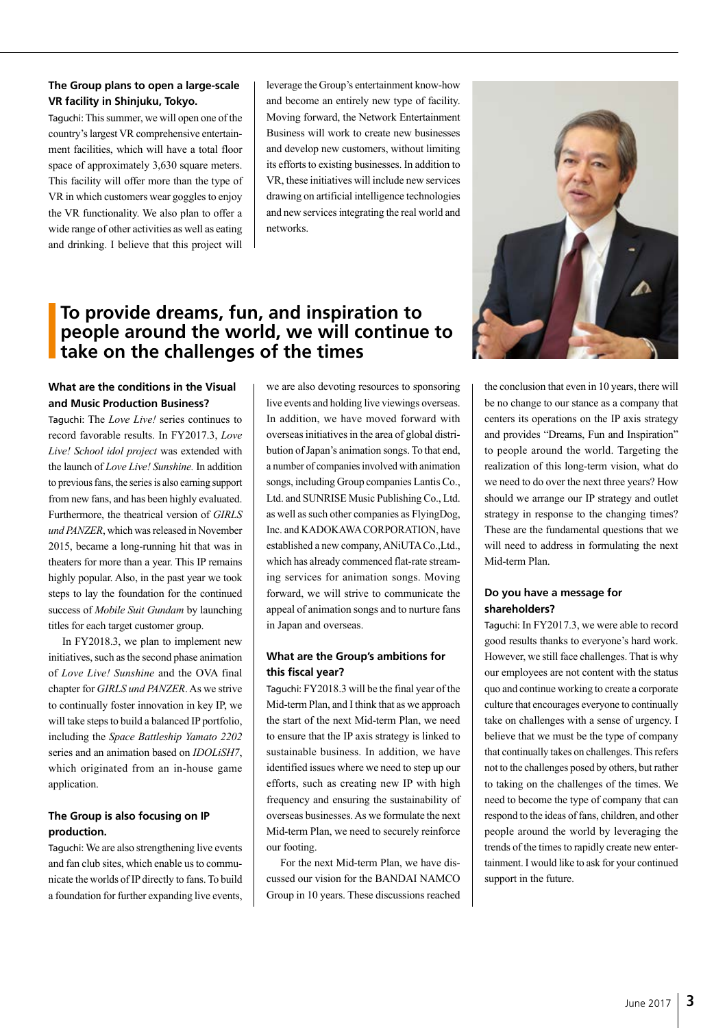**The Group plans to open a large-scale VR facility in Shinjuku, Tokyo.**

Taguchi: This summer, we will open one of the country's largest VR comprehensive entertainment facilities, which will have a total floor space of approximately 3,630 square meters. This facility will offer more than the type of VR in which customers wear goggles to enjoy the VR functionality. We also plan to offer a wide range of other activities as well as eating and drinking. I believe that this project will leverage the Group's entertainment know-how and become an entirely new type of facility. Moving forward, the Network Entertainment Business will work to create new businesses and develop new customers, without limiting its efforts to existing businesses. In addition to VR, these initiatives will include new services drawing on artificial intelligence technologies and new services integrating the real world and networks.

## To provide dreams, fun, and inspiration to people around the world, we will continue to take on the challenges of the times

**What are the conditions in the Visual and Music Production Business?**

Taguchi: The *Love Live!* series continues to record favorable results. In FY2017.3, *Love Live! School idol project* was extended with the launch of *Love Live! Sunshine.* In addition to previous fans, the series is also earning support from new fans, and has been highly evaluated. Furthermore, the theatrical version of *GIRLS und PANZER*, which was released in November 2015, became a long-running hit that was in theaters for more than a year. This IP remains highly popular. Also, in the past year we took steps to lay the foundation for the continued success of *Mobile Suit Gundam* by launching titles for each target customer group.

In FY2018.3, we plan to implement new initiatives, such as the second phase animation of *Love Live! Sunshine* and the OVA final chapter for *GIRLS und PANZER*. As we strive to continually foster innovation in key IP, we will take steps to build a balanced IP portfolio, including the *Space Battleship Yamato 2202* series and an animation based on *IDOLiSH7*, which originated from an in-house game application.

**The Group is also focusing on IP production.**

Taguchi: We are also strengthening live events and fan club sites, which enable us to communicate the worlds of IP directly to fans. To build a foundation for further expanding live events, we are also devoting resources to sponsoring live events and holding live viewings overseas. In addition, we have moved forward with overseas initiatives in the area of global distribution of Japan's animation songs. To that end, a number of companies involved with animation songs, including Group companies Lantis Co., Ltd. and SUNRISE Music Publishing Co., Ltd. as well as such other companies as FlyingDog, Inc. and KADOKAWA CORPORATION, have established a new company, ANiUTA Co.,Ltd., which has already commenced flat-rate streaming services for animation songs. Moving forward, we will strive to communicate the appeal of animation songs and to nurture fans in Japan and overseas.

**What are the Group's ambitions for this fiscal year?**

Taguchi: FY2018.3 will be the final year of the Mid-term Plan, and I think that as we approach the start of the next Mid-term Plan, we need to ensure that the IP axis strategy is linked to sustainable business. In addition, we have identified issues where we need to step up our efforts, such as creating new IP with high frequency and ensuring the sustainability of overseas businesses. As we formulate the next Mid-term Plan, we need to securely reinforce our footing.

For the next Mid-term Plan, we have discussed our vision for the BANDAI NAMCO Group in 10 years. These discussions reached the conclusion that even in 10 years, there will be no change to our stance as a company that centers its operations on the IP axis strategy and provides "Dreams, Fun and Inspiration" to people around the world. Targeting the realization of this long-term vision, what do we need to do over the next three years? How should we arrange our IP strategy and outlet strategy in response to the changing times? These are the fundamental questions that we will need to address in formulating the next Mid-term Plan.

**Do you have a message for shareholders?**

Taguchi: In FY2017.3, we were able to record good results thanks to everyone's hard work. However, we still face challenges. That is why our employees are not content with the status quo and continue working to create a corporate culture that encourages everyone to continually take on challenges with a sense of urgency. I believe that we must be the type of company that continually takes on challenges. This refers not to the challenges posed by others, but rather to taking on the challenges of the times. We need to become the type of company that can respond to the ideas of fans, children, and other people around the world by leveraging the trends of the times to rapidly create new entertainment. I would like to ask for your continued support in the future.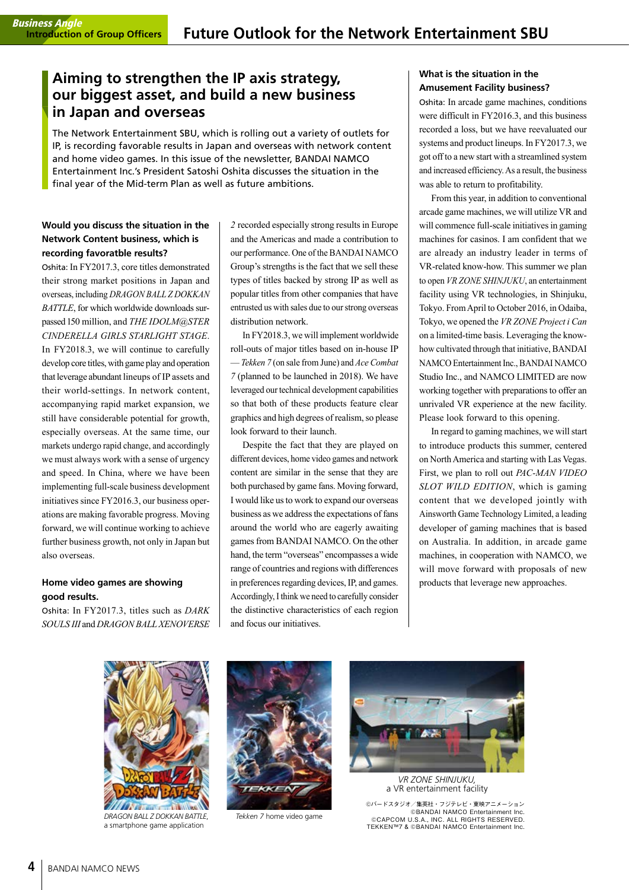Business Angle
Introduction of Group Officers

# Future Outlook for the Network Entertainment SBU

## Aiming to strengthen the IP axis strategy, our biggest asset, and build a new business in Japan and overseas

The Network Entertainment SBU, which is rolling out a variety of outlets for IP, is recording favorable results in Japan and overseas with network content and home video games. In this issue of the newsletter, BANDAI NAMCO Entertainment Inc.'s President Satoshi Oshita discusses the situation in the final year of the Mid-term Plan as well as future ambitions.

### Would you discuss the situation in the Network Content business, which is recording favoratble results?

Oshita: In FY2017.3, core titles demonstrated their strong market positions in Japan and overseas, including *DRAGON BALL Z DOKKAN BATTLE*, for which worldwide downloads surpassed 150 million, and *THE IDOLM@STER CINDERELLA GIRLS STARLIGHT STAGE*. In FY2018.3, we will continue to carefully develop core titles, with game play and operation that leverage abundant lineups of IP assets and their world-settings. In network content, accompanying rapid market expansion, we still have considerable potential for growth, especially overseas. At the same time, our markets undergo rapid change, and accordingly we must always work with a sense of urgency and speed. In China, where we have been implementing full-scale business development initiatives since FY2016.3, our business operations are making favorable progress. Moving forward, we will continue working to achieve further business growth, not only in Japan but also overseas.

### Home video games are showing good results.

Oshita: In FY2017.3, titles such as *DARK SOULS III* and *DRAGON BALL XENOVERSE 2* recorded especially strong results in Europe and the Americas and made a contribution to our performance. One of the BANDAI NAMCO Group's strengths is the fact that we sell these types of titles backed by strong IP as well as popular titles from other companies that have entrusted us with sales due to our strong overseas distribution network.

In FY2018.3, we will implement worldwide roll-outs of major titles based on in-house IP — *Tekken 7* (on sale from June) and *Ace Combat 7* (planned to be launched in 2018). We have leveraged our technical development capabilities so that both of these products feature clear graphics and high degrees of realism, so please look forward to their launch.

Despite the fact that they are played on different devices, home video games and network content are similar in the sense that they are both purchased by game fans. Moving forward, I would like us to work to expand our overseas business as we address the expectations of fans around the world who are eagerly awaiting games from BANDAI NAMCO. On the other hand, the term "overseas" encompasses a wide range of countries and regions with differences in preferences regarding devices, IP, and games. Accordingly, I think we need to carefully consider the distinctive characteristics of each region and focus our initiatives.

### What is the situation in the Amusement Facility business?

Oshita: In arcade game machines, conditions were difficult in FY2016.3, and this business recorded a loss, but we have reevaluated our systems and product lineups. In FY2017.3, we got off to a new start with a streamlined system and increased efficiency. As a result, the business was able to return to profitability.

From this year, in addition to conventional arcade game machines, we will utilize VR and will commence full-scale initiatives in gaming machines for casinos. I am confident that we are already an industry leader in terms of VR-related know-how. This summer we plan to open *VR ZONE SHINJUKU*, an entertainment facility using VR technologies, in Shinjuku, Tokyo. From April to October 2016, in Odaiba, Tokyo, we opened the *VR ZONE Project i Can* on a limited-time basis. Leveraging the know-how cultivated through that initiative, BANDAI NAMCO Entertainment Inc., BANDAI NAMCO Studio Inc., and NAMCO LIMITED are now working together with preparations to offer an unrivaled VR experience at the new facility. Please look forward to this opening.

In regard to gaming machines, we will start to introduce products this summer, centered on North America and starting with Las Vegas. First, we plan to roll out *PAC-MAN VIDEO SLOT WILD EDITION*, which is gaming content that we developed jointly with Ainsworth Game Technology Limited, a leading developer of gaming machines that is based on Australia. In addition, in arcade game machines, in cooperation with NAMCO, we will move forward with proposals of new products that leverage new approaches.

*DRAGON BALL Z DOKKAN BATTLE*, a smartphone game application

*Tekken 7* home video game

*VR ZONE SHINJUKU*, a VR entertainment facility

©バードスタジオ／集英社・フジテレビ・東映アニメーション
©BANDAI NAMCO Entertainment Inc.
©CAPCOM U.S.A., INC. ALL RIGHTS RESERVED.
TEKKEN™7 & ©BANDAI NAMCO Entertainment Inc.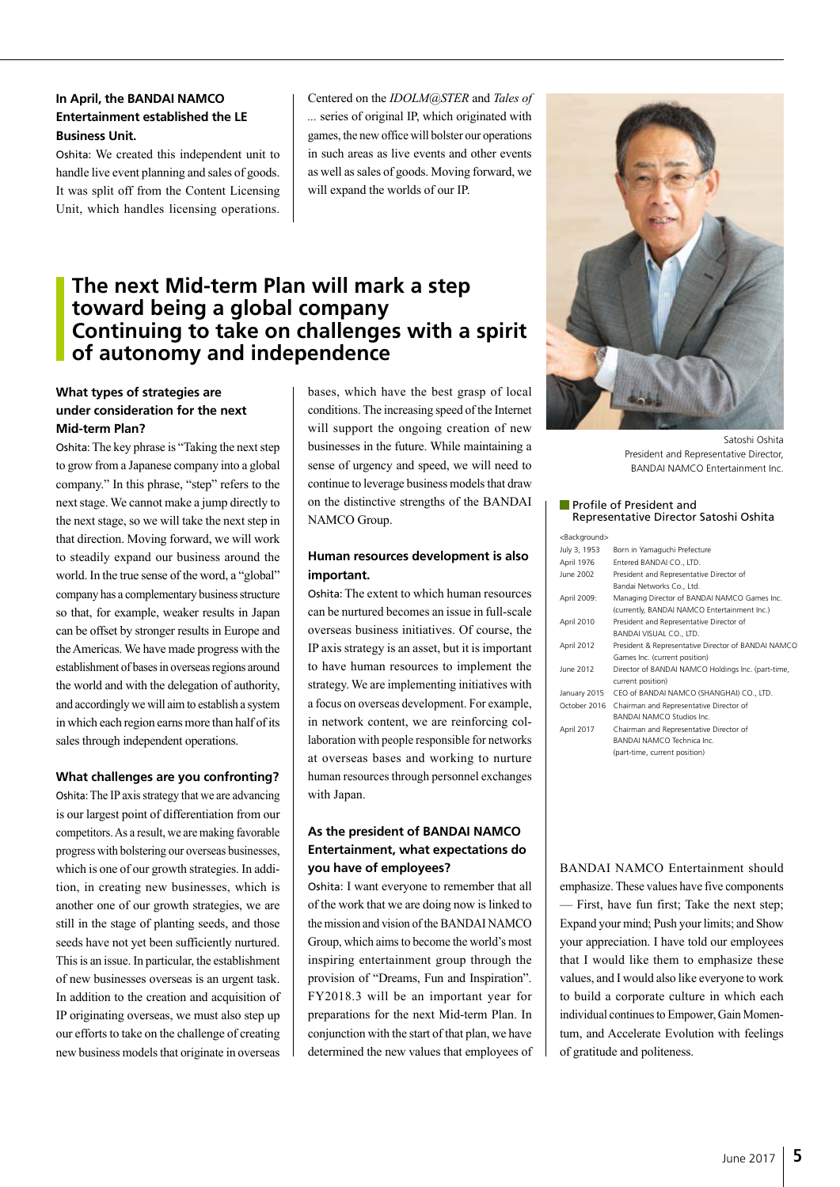**In April, the BANDAI NAMCO Entertainment established the LE Business Unit.**

Oshita: We created this independent unit to handle live event planning and sales of goods. It was split off from the Content Licensing Unit, which handles licensing operations. Centered on the *IDOLM@STER* and *Tales of ...* series of original IP, which originated with games, the new office will bolster our operations in such areas as live events and other events as well as sales of goods. Moving forward, we will expand the worlds of our IP.

## The next Mid-term Plan will mark a step toward being a global company Continuing to take on challenges with a spirit of autonomy and independence

**What types of strategies are under consideration for the next Mid-term Plan?**

Oshita: The key phrase is "Taking the next step to grow from a Japanese company into a global company." In this phrase, "step" refers to the next stage. We cannot make a jump directly to the next stage, so we will take the next step in that direction. Moving forward, we will work to steadily expand our business around the world. In the true sense of the word, a "global" company has a complementary business structure so that, for example, weaker results in Japan can be offset by stronger results in Europe and the Americas. We have made progress with the establishment of bases in overseas regions around the world and with the delegation of authority, and accordingly we will aim to establish a system in which each region earns more than half of its sales through independent operations.

**What challenges are you confronting?**

Oshita: The IP axis strategy that we are advancing is our largest point of differentiation from our competitors. As a result, we are making favorable progress with bolstering our overseas businesses, which is one of our growth strategies. In addition, in creating new businesses, which is another one of our growth strategies, we are still in the stage of planting seeds, and those seeds have not yet been sufficiently nurtured. This is an issue. In particular, the establishment of new businesses overseas is an urgent task. In addition to the creation and acquisition of IP originating overseas, we must also step up our efforts to take on the challenge of creating new business models that originate in overseas bases, which have the best grasp of local conditions. The increasing speed of the Internet will support the ongoing creation of new businesses in the future. While maintaining a sense of urgency and speed, we will need to continue to leverage business models that draw on the distinctive strengths of the BANDAI NAMCO Group.

**Human resources development is also important.**

Oshita: The extent to which human resources can be nurtured becomes an issue in full-scale overseas business initiatives. Of course, the IP axis strategy is an asset, but it is important to have human resources to implement the strategy. We are implementing initiatives with a focus on overseas development. For example, in network content, we are reinforcing collaboration with people responsible for networks at overseas bases and working to nurture human resources through personnel exchanges with Japan.

**As the president of BANDAI NAMCO Entertainment, what expectations do you have of employees?**

Oshita: I want everyone to remember that all of the work that we are doing now is linked to the mission and vision of the BANDAI NAMCO Group, which aims to become the world's most inspiring entertainment group through the provision of "Dreams, Fun and Inspiration". FY2018.3 will be an important year for preparations for the next Mid-term Plan. In conjunction with the start of that plan, we have determined the new values that employees of BANDAI NAMCO Entertainment should emphasize. These values have five components — First, have fun first; Take the next step; Expand your mind; Push your limits; and Show your appreciation. I have told our employees that I would like them to emphasize these values, and I would also like everyone to work to build a corporate culture in which each individual continues to Empower, Gain Momentum, and Accelerate Evolution with feelings of gratitude and politeness.

Satoshi Oshita
President and Representative Director,
BANDAI NAMCO Entertainment Inc.

**Profile of President and Representative Director Satoshi Oshita**

<Background>

| | |
|---|---|
| July 3, 1953 | Born in Yamaguchi Prefecture |
| April 1976 | Entered BANDAI CO., LTD. |
| June 2002 | President and Representative Director of Bandai Networks Co., Ltd. |
| April 2009: | Managing Director of BANDAI NAMCO Games Inc. (currently, BANDAI NAMCO Entertainment Inc.) |
| April 2010 | President and Representative Director of BANDAI VISUAL CO., LTD. |
| April 2012 | President & Representative Director of BANDAI NAMCO Games Inc. (current position) |
| June 2012 | Director of BANDAI NAMCO Holdings Inc. (part-time, current position) |
| January 2015 | CEO of BANDAI NAMCO (SHANGHAI) CO., LTD. |
| October 2016 | Chairman and Representative Director of BANDAI NAMCO Studios Inc. |
| April 2017 | Chairman and Representative Director of BANDAI NAMCO Technica Inc. (part-time, current position) |